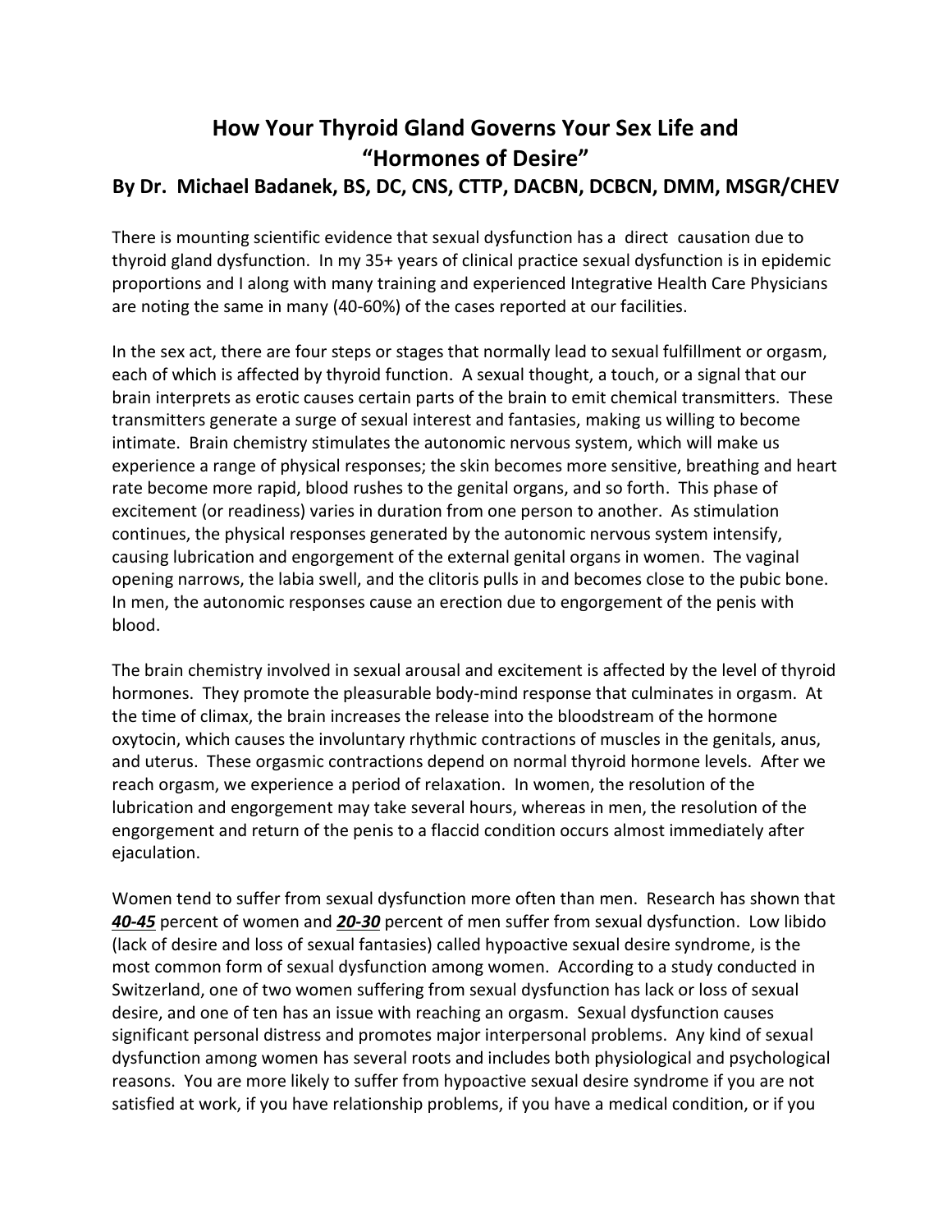# How Your Thyroid Gland Governs Your Sex Life and "Hormones of Desire"

### By Dr. Michael Badanek, BS, DC, CNS, CTTP, DACBN, DCBCN, DMM, MSGR/CHEV

There is mounting scientific evidence that sexual dysfunction has a direct causation due to thyroid gland dysfunction. In my 35+ years of clinical practice sexual dysfunction is in epidemic proportions and I along with many training and experienced Integrative Health Care Physicians are noting the same in many (40-60%) of the cases reported at our facilities.

In the sex act, there are four steps or stages that normally lead to sexual fulfillment or orgasm, each of which is affected by thyroid function. A sexual thought, a touch, or a signal that our brain interprets as erotic causes certain parts of the brain to emit chemical transmitters. These transmitters generate a surge of sexual interest and fantasies, making us willing to become intimate. Brain chemistry stimulates the autonomic nervous system, which will make us experience a range of physical responses; the skin becomes more sensitive, breathing and heart rate become more rapid, blood rushes to the genital organs, and so forth. This phase of excitement (or readiness) varies in duration from one person to another. As stimulation continues, the physical responses generated by the autonomic nervous system intensify, causing lubrication and engorgement of the external genital organs in women. The vaginal opening narrows, the labia swell, and the clitoris pulls in and becomes close to the pubic bone. In men, the autonomic responses cause an erection due to engorgement of the penis with blood.

The brain chemistry involved in sexual arousal and excitement is affected by the level of thyroid hormones. They promote the pleasurable body-mind response that culminates in orgasm. At the time of climax, the brain increases the release into the bloodstream of the hormone oxytocin, which causes the involuntary rhythmic contractions of muscles in the genitals, anus, and uterus. These orgasmic contractions depend on normal thyroid hormone levels. After we reach orgasm, we experience a period of relaxation. In women, the resolution of the lubrication and engorgement may take several hours, whereas in men, the resolution of the engorgement and return of the penis to a flaccid condition occurs almost immediately after ejaculation.

Women tend to suffer from sexual dysfunction more often than men. Research has shown that ***40-45*** percent of women and ***20-30*** percent of men suffer from sexual dysfunction. Low libido (lack of desire and loss of sexual fantasies) called hypoactive sexual desire syndrome, is the most common form of sexual dysfunction among women. According to a study conducted in Switzerland, one of two women suffering from sexual dysfunction has lack or loss of sexual desire, and one of ten has an issue with reaching an orgasm. Sexual dysfunction causes significant personal distress and promotes major interpersonal problems. Any kind of sexual dysfunction among women has several roots and includes both physiological and psychological reasons. You are more likely to suffer from hypoactive sexual desire syndrome if you are not satisfied at work, if you have relationship problems, if you have a medical condition, or if you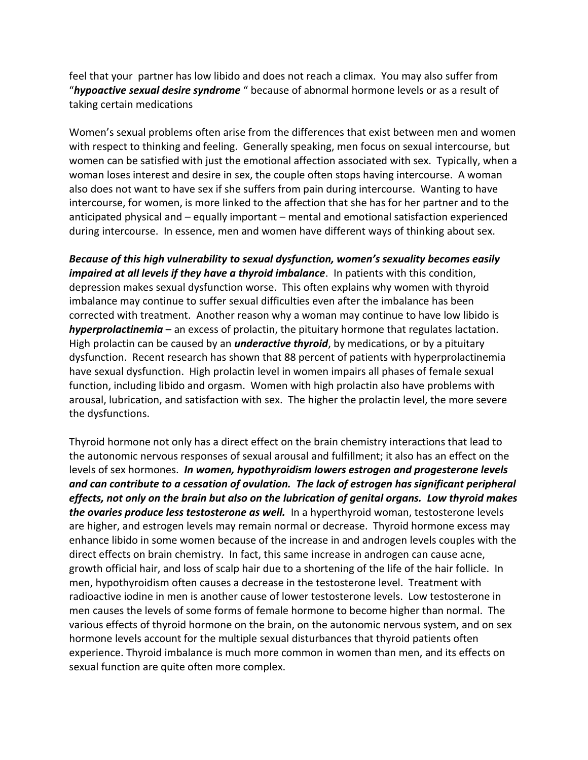feel that your partner has low libido and does not reach a climax. You may also suffer from "***hypoactive sexual desire syndrome*** " because of abnormal hormone levels or as a result of taking certain medications

Women's sexual problems often arise from the differences that exist between men and women with respect to thinking and feeling. Generally speaking, men focus on sexual intercourse, but women can be satisfied with just the emotional affection associated with sex. Typically, when a woman loses interest and desire in sex, the couple often stops having intercourse. A woman also does not want to have sex if she suffers from pain during intercourse. Wanting to have intercourse, for women, is more linked to the affection that she has for her partner and to the anticipated physical and – equally important – mental and emotional satisfaction experienced during intercourse. In essence, men and women have different ways of thinking about sex.

***Because of this high vulnerability to sexual dysfunction, women's sexuality becomes easily impaired at all levels if they have a thyroid imbalance***. In patients with this condition, depression makes sexual dysfunction worse. This often explains why women with thyroid imbalance may continue to suffer sexual difficulties even after the imbalance has been corrected with treatment. Another reason why a woman may continue to have low libido is ***hyperprolactinemia*** – an excess of prolactin, the pituitary hormone that regulates lactation. High prolactin can be caused by an ***underactive thyroid***, by medications, or by a pituitary dysfunction. Recent research has shown that 88 percent of patients with hyperprolactinemia have sexual dysfunction. High prolactin level in women impairs all phases of female sexual function, including libido and orgasm. Women with high prolactin also have problems with arousal, lubrication, and satisfaction with sex. The higher the prolactin level, the more severe the dysfunctions.

Thyroid hormone not only has a direct effect on the brain chemistry interactions that lead to the autonomic nervous responses of sexual arousal and fulfillment; it also has an effect on the levels of sex hormones. ***In women, hypothyroidism lowers estrogen and progesterone levels and can contribute to a cessation of ovulation. The lack of estrogen has significant peripheral effects, not only on the brain but also on the lubrication of genital organs. Low thyroid makes the ovaries produce less testosterone as well.*** In a hyperthyroid woman, testosterone levels are higher, and estrogen levels may remain normal or decrease. Thyroid hormone excess may enhance libido in some women because of the increase in and androgen levels couples with the direct effects on brain chemistry. In fact, this same increase in androgen can cause acne, growth official hair, and loss of scalp hair due to a shortening of the life of the hair follicle. In men, hypothyroidism often causes a decrease in the testosterone level. Treatment with radioactive iodine in men is another cause of lower testosterone levels. Low testosterone in men causes the levels of some forms of female hormone to become higher than normal. The various effects of thyroid hormone on the brain, on the autonomic nervous system, and on sex hormone levels account for the multiple sexual disturbances that thyroid patients often experience. Thyroid imbalance is much more common in women than men, and its effects on sexual function are quite often more complex.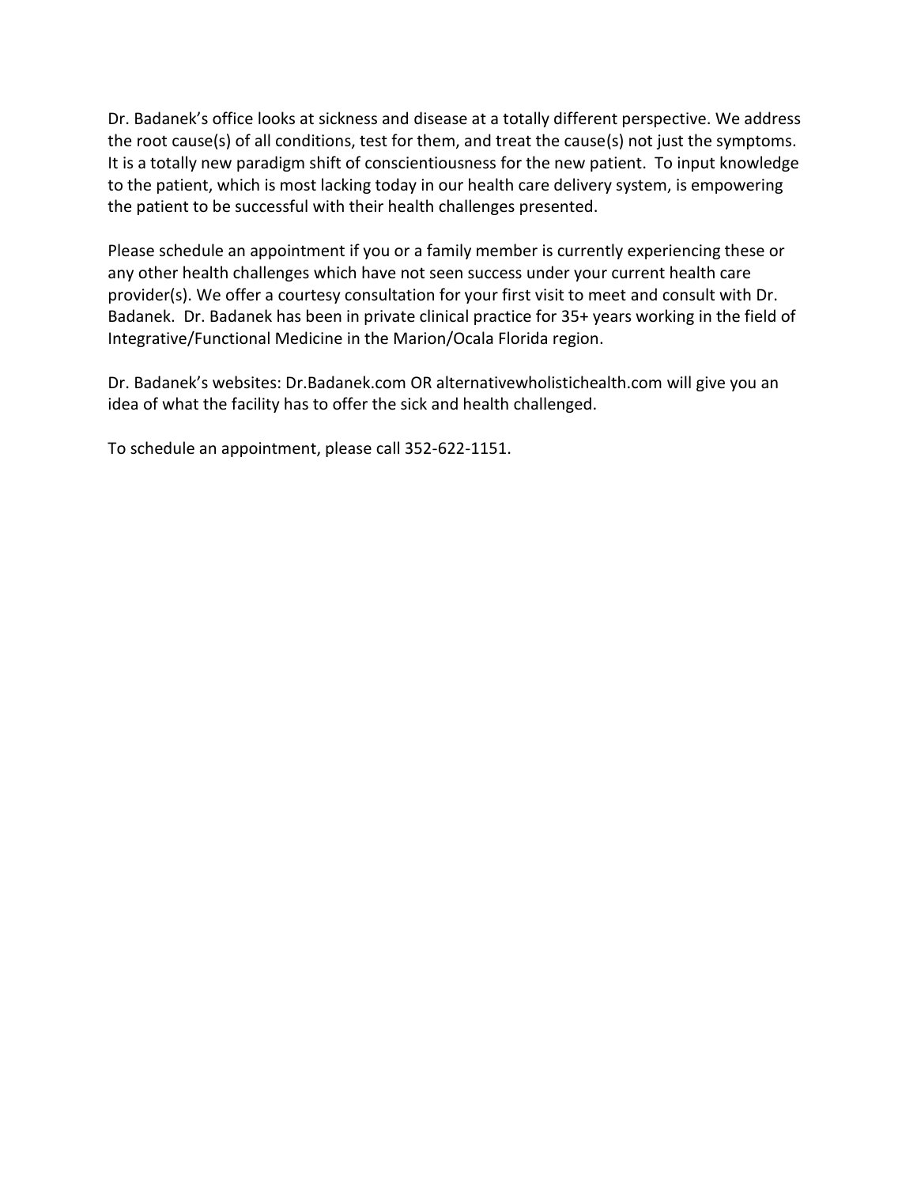Dr. Badanek's office looks at sickness and disease at a totally different perspective. We address the root cause(s) of all conditions, test for them, and treat the cause(s) not just the symptoms. It is a totally new paradigm shift of conscientiousness for the new patient. To input knowledge to the patient, which is most lacking today in our health care delivery system, is empowering the patient to be successful with their health challenges presented.

Please schedule an appointment if you or a family member is currently experiencing these or any other health challenges which have not seen success under your current health care provider(s). We offer a courtesy consultation for your first visit to meet and consult with Dr. Badanek. Dr. Badanek has been in private clinical practice for 35+ years working in the field of Integrative/Functional Medicine in the Marion/Ocala Florida region.

Dr. Badanek's websites: Dr.Badanek.com OR alternativewholistichealth.com will give you an idea of what the facility has to offer the sick and health challenged.

To schedule an appointment, please call 352-622-1151.